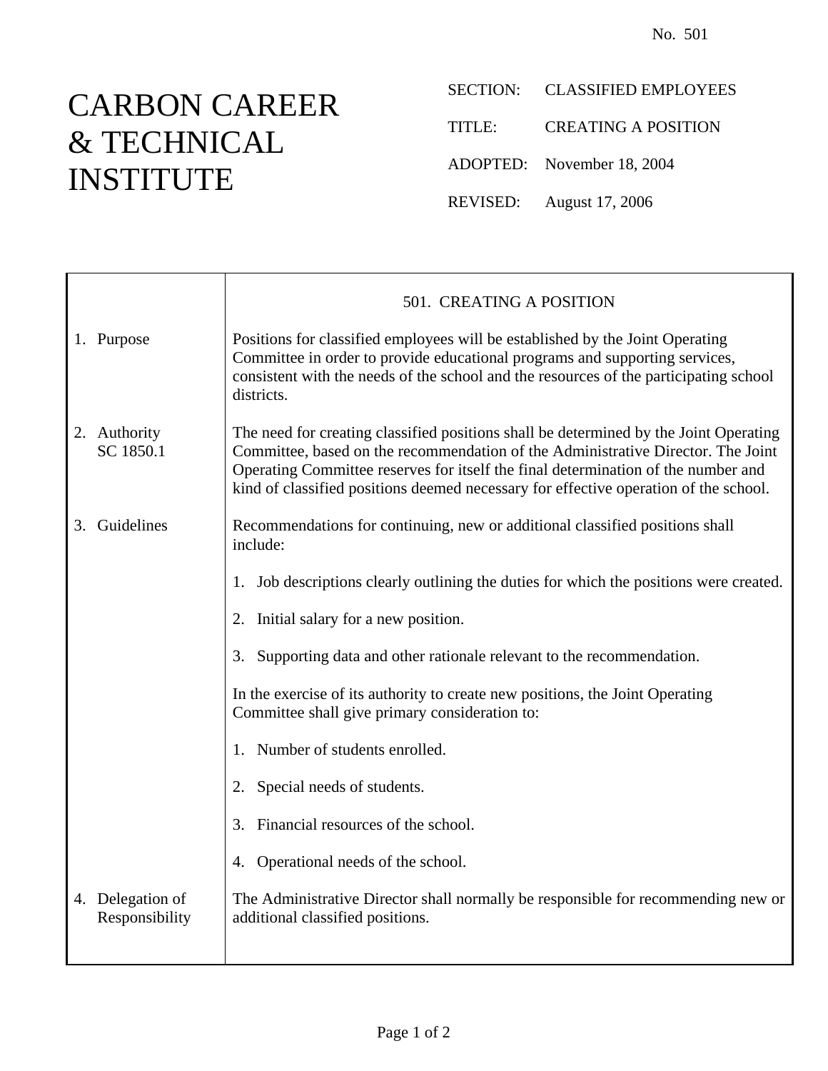No. 501

# CARBON CAREER & TECHNICAL INSTITUTE

SECTION: CLASSIFIED EMPLOYEES

TITLE: CREATING A POSITION

ADOPTED: November 18, 2004

REVISED: August 17, 2006

## 501. CREATING A POSITION

**1. Purpose**

Positions for classified employees will be established by the Joint Operating Committee in order to provide educational programs and supporting services, consistent with the needs of the school and the resources of the participating school districts.

**2. Authority**
SC 1850.1

The need for creating classified positions shall be determined by the Joint Operating Committee, based on the recommendation of the Administrative Director. The Joint Operating Committee reserves for itself the final determination of the number and kind of classified positions deemed necessary for effective operation of the school.

**3. Guidelines**

Recommendations for continuing, new or additional classified positions shall include:

1. Job descriptions clearly outlining the duties for which the positions were created.

2. Initial salary for a new position.

3. Supporting data and other rationale relevant to the recommendation.

In the exercise of its authority to create new positions, the Joint Operating Committee shall give primary consideration to:

1. Number of students enrolled.

2. Special needs of students.

3. Financial resources of the school.

4. Operational needs of the school.

**4. Delegation of Responsibility**

The Administrative Director shall normally be responsible for recommending new or additional classified positions.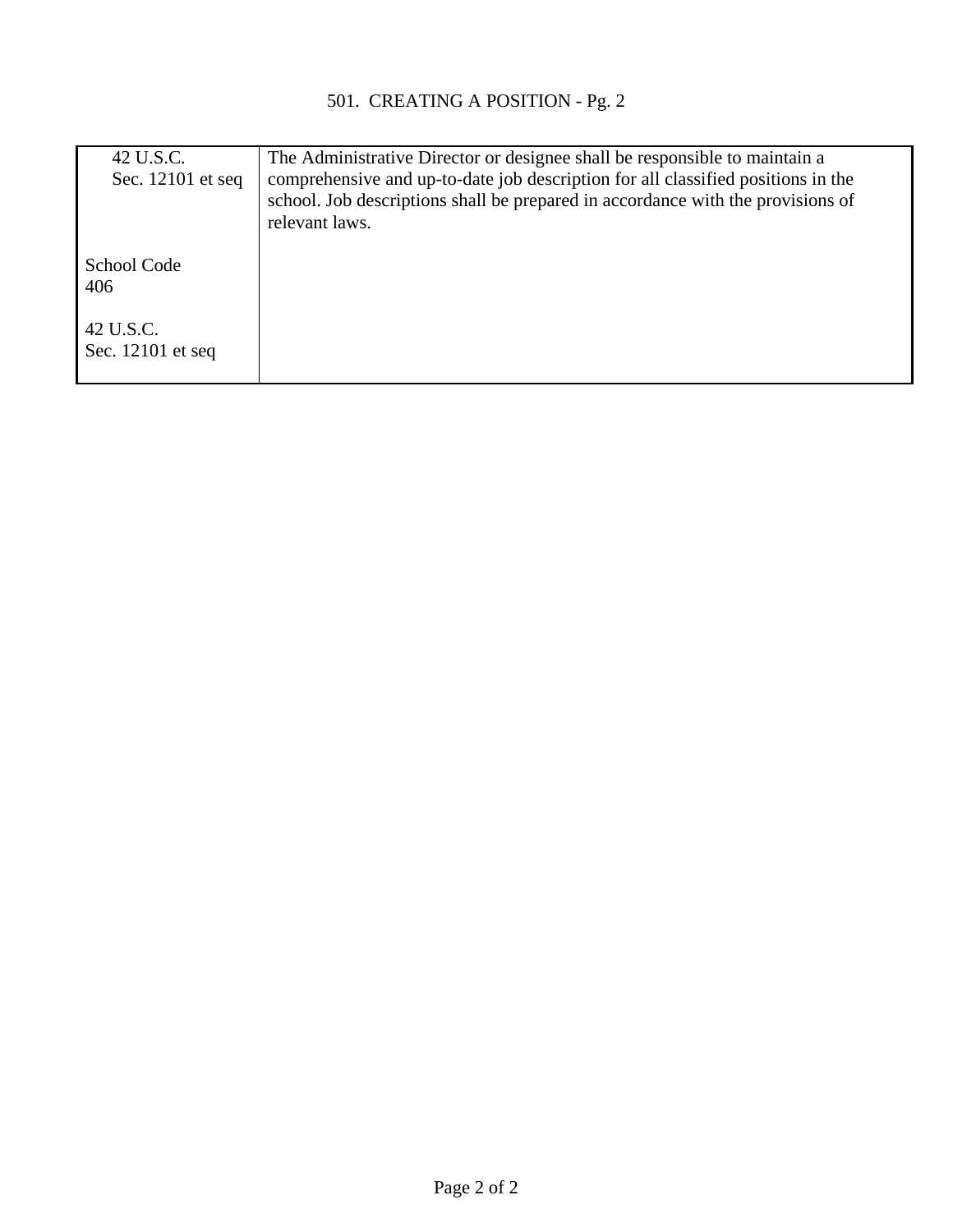# 501. CREATING A POSITION - Pg. 2

| | |
|---|---|
| 42 U.S.C.<br>Sec. 12101 et seq<br><br>School Code<br>406<br><br>42 U.S.C.<br>Sec. 12101 et seq | The Administrative Director or designee shall be responsible to maintain a comprehensive and up-to-date job description for all classified positions in the school. Job descriptions shall be prepared in accordance with the provisions of relevant laws. |